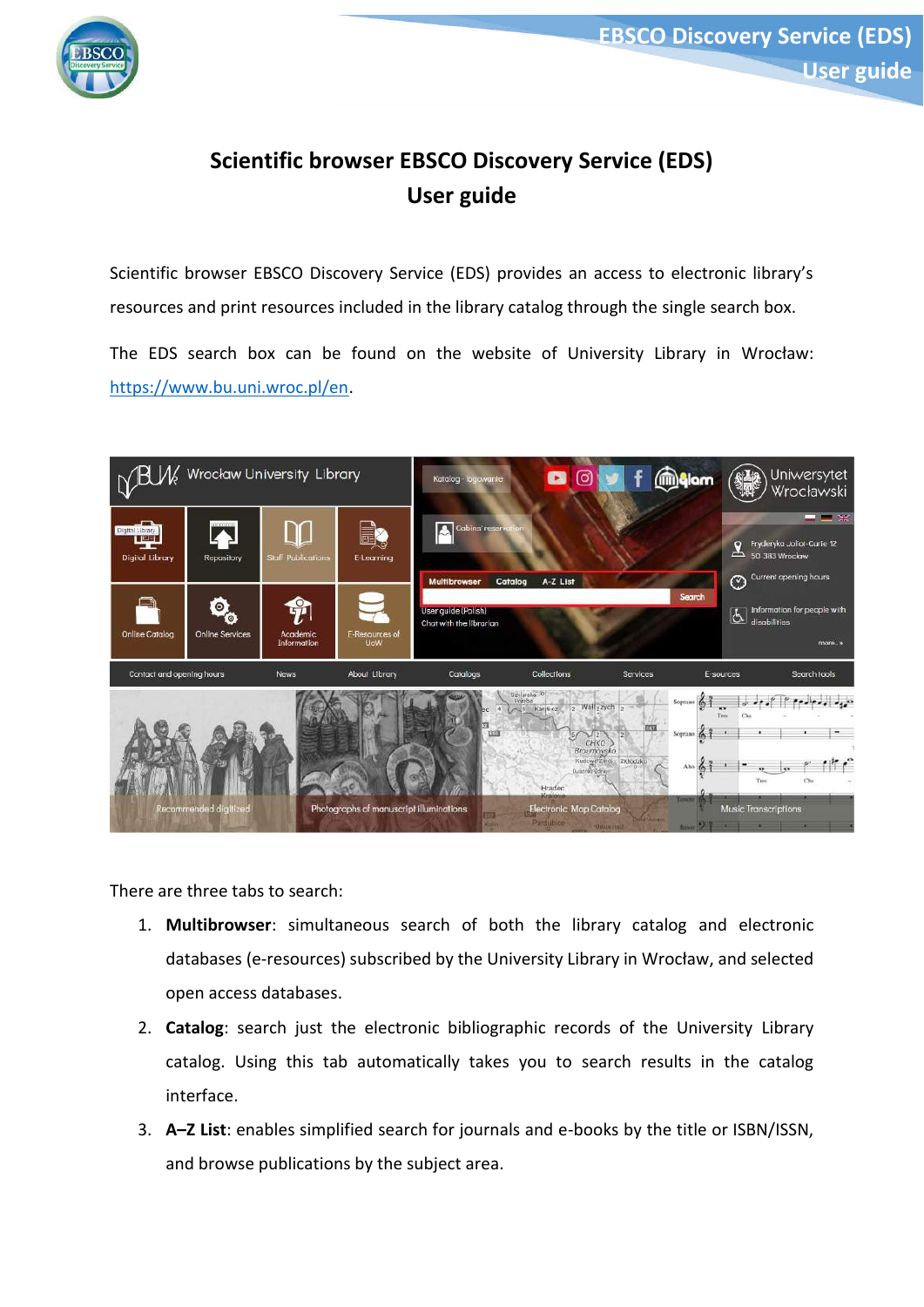# Scientific browser EBSCO Discovery Service (EDS)
# User guide

Scientific browser EBSCO Discovery Service (EDS) provides an access to electronic library's resources and print resources included in the library catalog through the single search box.

The EDS search box can be found on the website of University Library in Wrocław: https://www.bu.uni.wroc.pl/en.

There are three tabs to search:

1. **Multibrowser**: simultaneous search of both the library catalog and electronic databases (e-resources) subscribed by the University Library in Wrocław, and selected open access databases.
2. **Catalog**: search just the electronic bibliographic records of the University Library catalog. Using this tab automatically takes you to search results in the catalog interface.
3. **A–Z List**: enables simplified search for journals and e-books by the title or ISBN/ISSN, and browse publications by the subject area.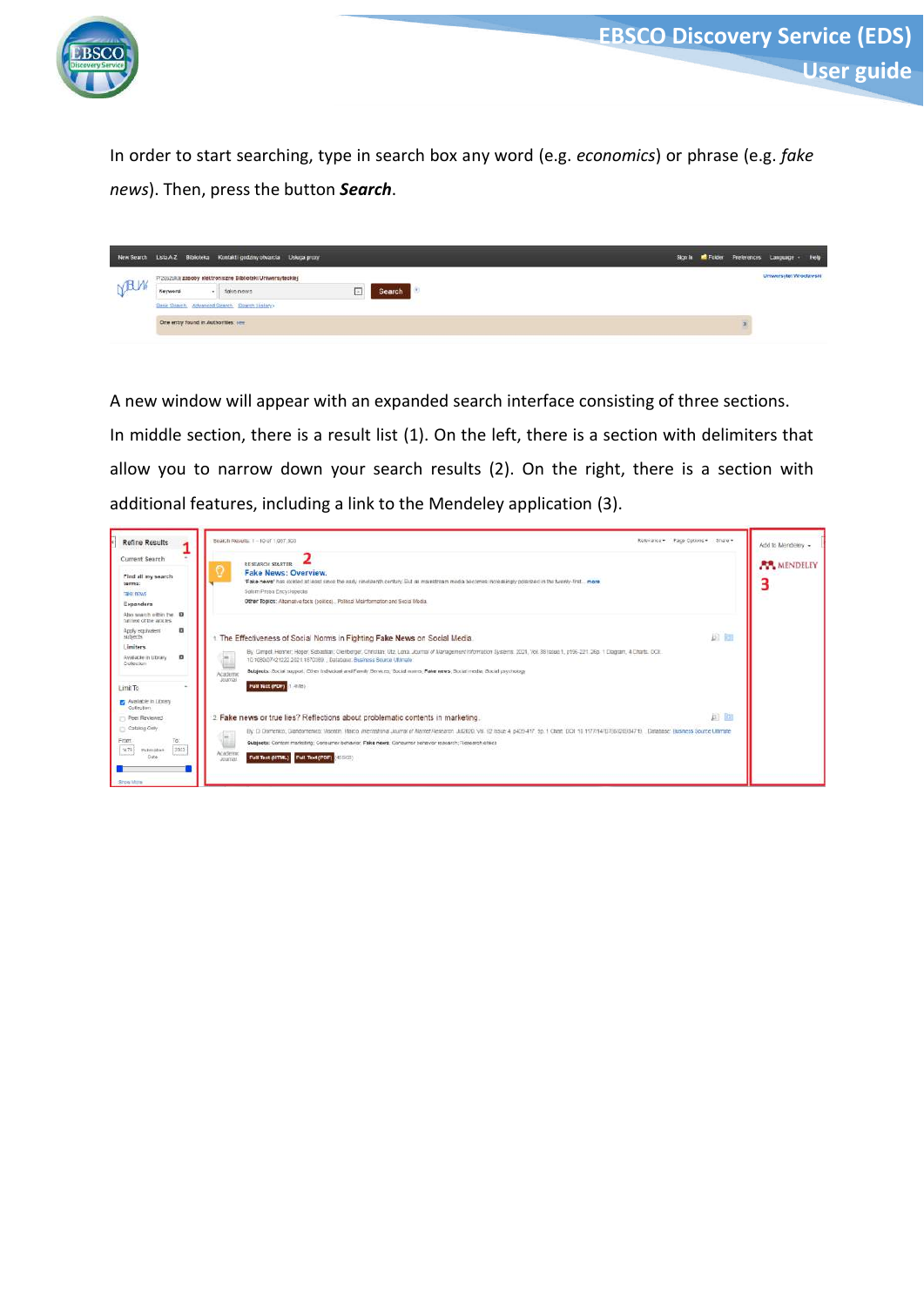In order to start searching, type in search box any word (e.g. *economics*) or phrase (e.g. *fake news*). Then, press the button ***Search***.

A new window will appear with an expanded search interface consisting of three sections. In middle section, there is a result list (1). On the left, there is a section with delimiters that allow you to narrow down your search results (2). On the right, there is a section with additional features, including a link to the Mendeley application (3).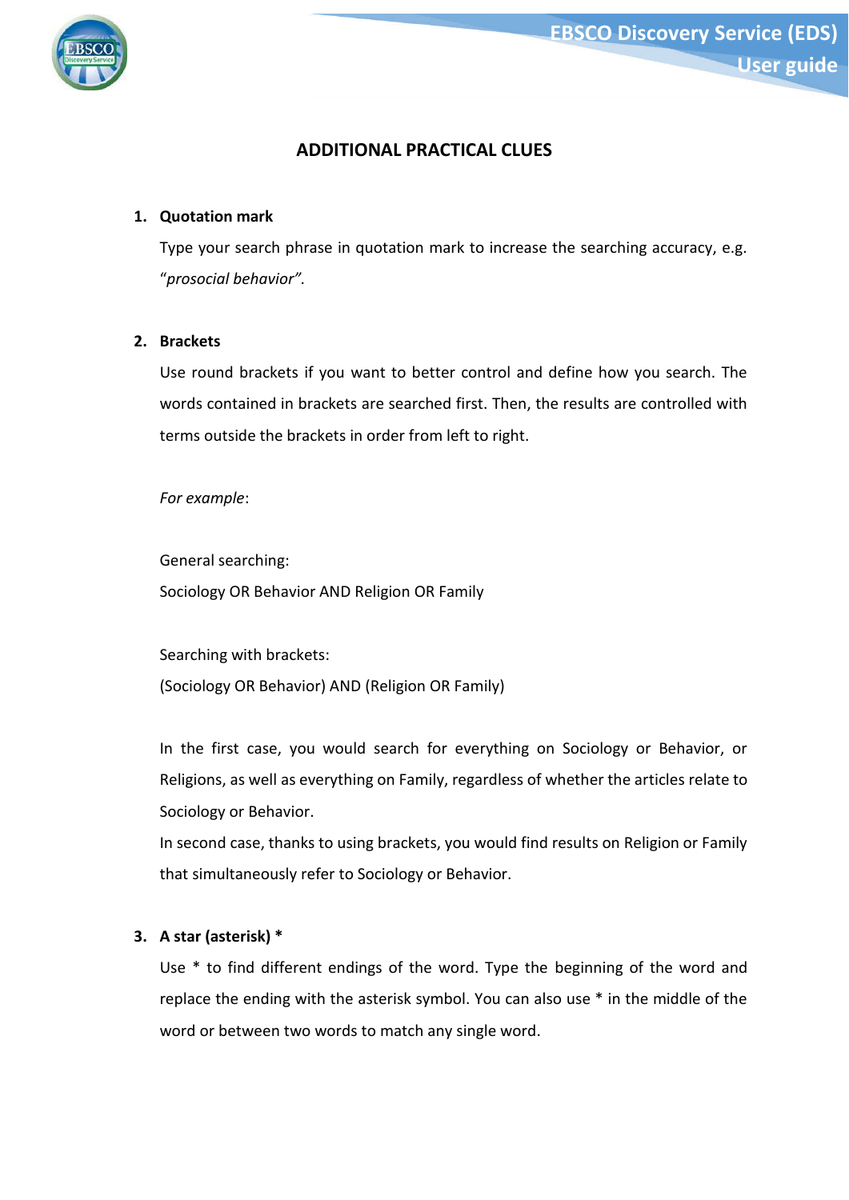## ADDITIONAL PRACTICAL CLUES

1. **Quotation mark**

   Type your search phrase in quotation mark to increase the searching accuracy, e.g. "*prosocial behavior".*

2. **Brackets**

   Use round brackets if you want to better control and define how you search. The words contained in brackets are searched first. Then, the results are controlled with terms outside the brackets in order from left to right.

   *For example*:

   General searching:
   Sociology OR Behavior AND Religion OR Family

   Searching with brackets:
   (Sociology OR Behavior) AND (Religion OR Family)

   In the first case, you would search for everything on Sociology or Behavior, or Religions, as well as everything on Family, regardless of whether the articles relate to Sociology or Behavior.
   In second case, thanks to using brackets, you would find results on Religion or Family that simultaneously refer to Sociology or Behavior.

3. **A star (asterisk) ***

   Use * to find different endings of the word. Type the beginning of the word and replace the ending with the asterisk symbol. You can also use * in the middle of the word or between two words to match any single word.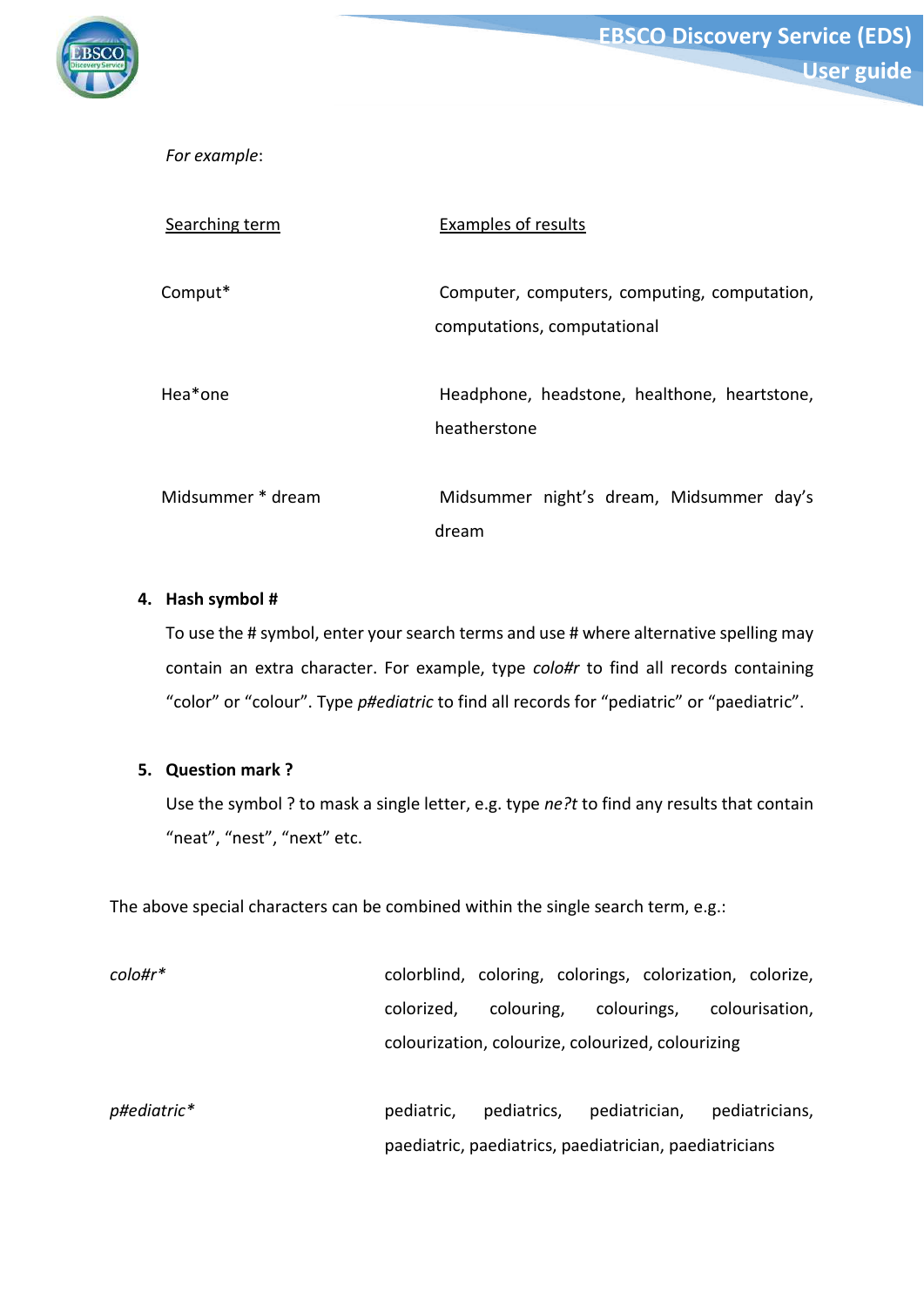*For example*:

| Searching term | Examples of results |
| --- | --- |
| Comput* | Computer, computers, computing, computation, computations, computational |
| Hea*one | Headphone, headstone, healthone, heartstone, heatherstone |
| Midsummer * dream | Midsummer night's dream, Midsummer day's dream |

4. **Hash symbol #**

   To use the # symbol, enter your search terms and use # where alternative spelling may contain an extra character. For example, type *colo#r* to find all records containing "color" or "colour". Type *p#ediatric* to find all records for "pediatric" or "paediatric".

5. **Question mark ?**

   Use the symbol ? to mask a single letter, e.g. type *ne?t* to find any results that contain "neat", "nest", "next" etc.

The above special characters can be combined within the single search term, e.g.:

| | |
| --- | --- |
| *colo#r** | colorblind, coloring, colorings, colorization, colorize, colorized, colouring, colourings, colourisation, colourization, colourize, colourized, colourizing |
| *p#ediatric** | pediatric, pediatrics, pediatrician, pediatricians, paediatric, paediatrics, paediatrician, paediatricians |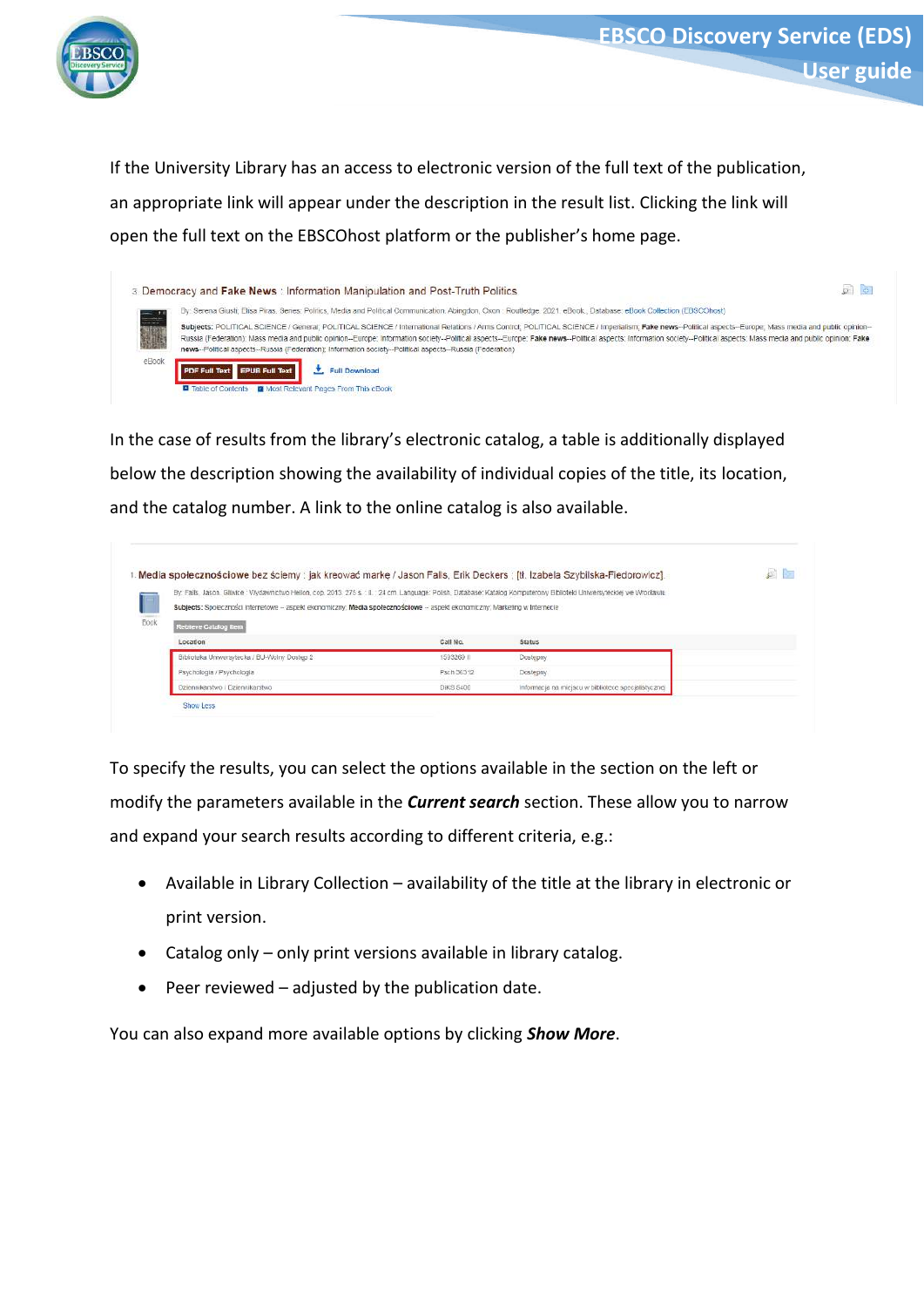If the University Library has an access to electronic version of the full text of the publication, an appropriate link will appear under the description in the result list. Clicking the link will open the full text on the EBSCOhost platform or the publisher's home page.

In the case of results from the library's electronic catalog, a table is additionally displayed below the description showing the availability of individual copies of the title, its location, and the catalog number. A link to the online catalog is also available.

To specify the results, you can select the options available in the section on the left or modify the parameters available in the ***Current search*** section. These allow you to narrow and expand your search results according to different criteria, e.g.:

- Available in Library Collection – availability of the title at the library in electronic or print version.
- Catalog only – only print versions available in library catalog.
- Peer reviewed – adjusted by the publication date.

You can also expand more available options by clicking ***Show More***.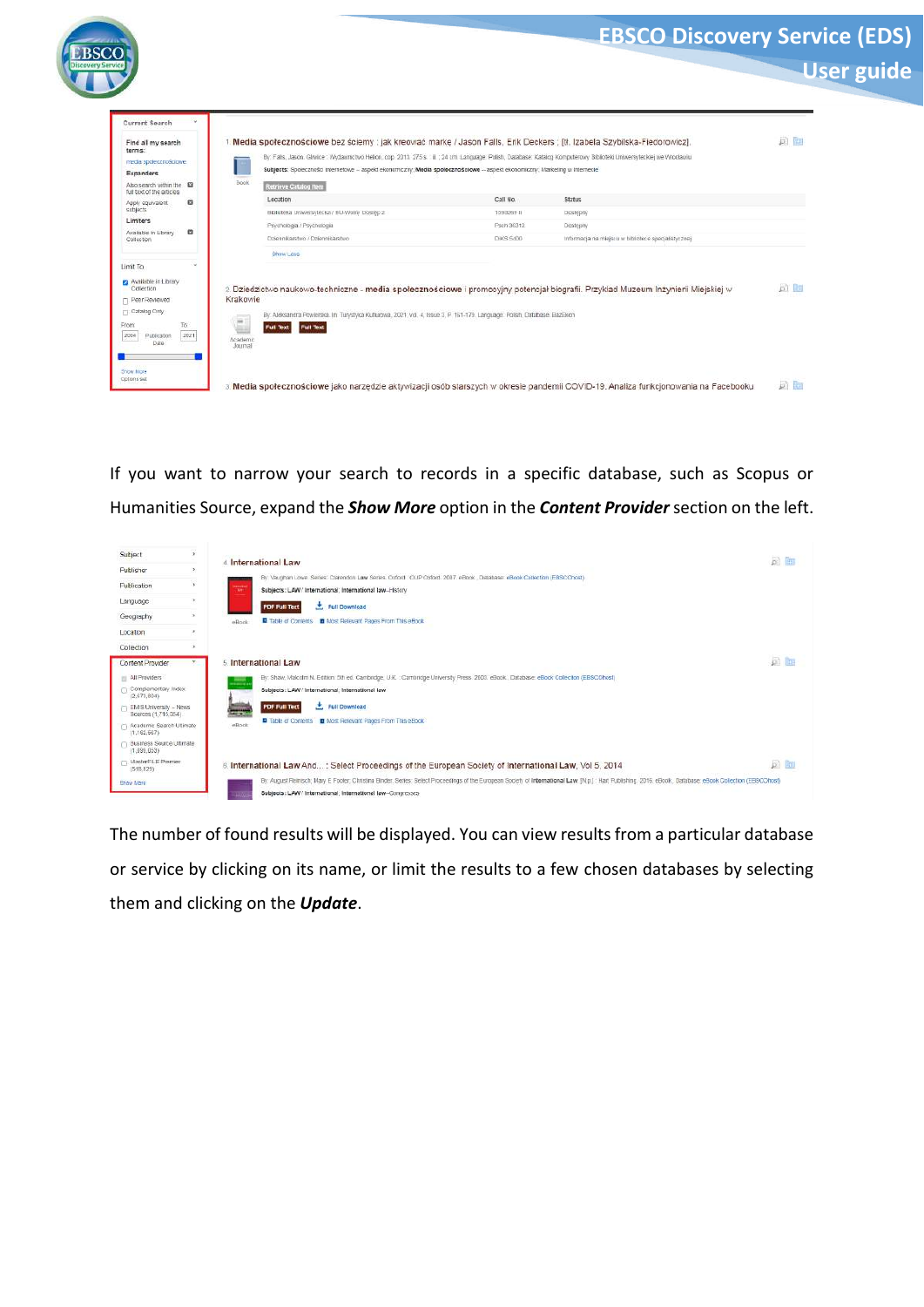If you want to narrow your search to records in a specific database, such as Scopus or Humanities Source, expand the ***Show More*** option in the ***Content Provider*** section on the left.

The number of found results will be displayed. You can view results from a particular database or service by clicking on its name, or limit the results to a few chosen databases by selecting them and clicking on the ***Update***.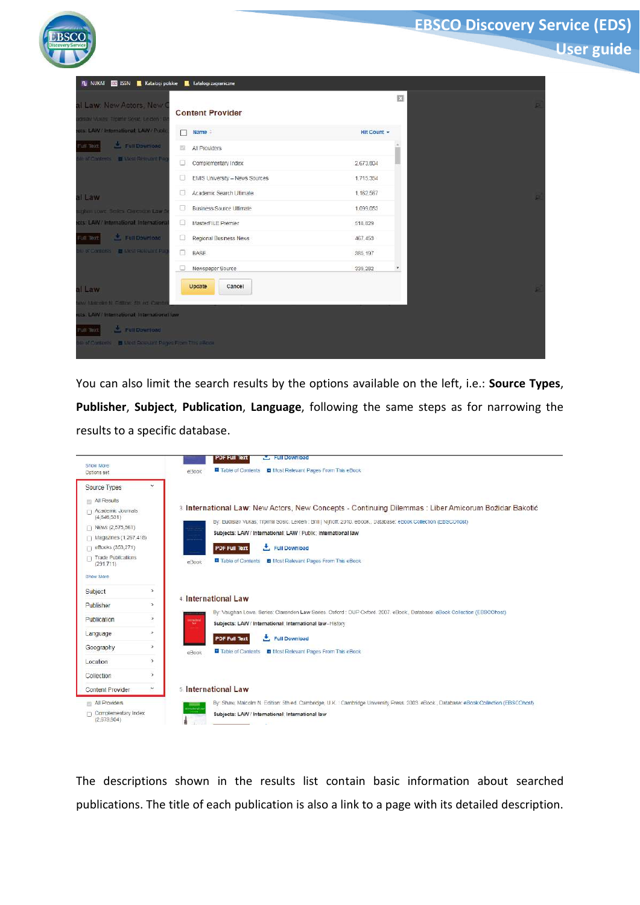You can also limit the search results by the options available on the left, i.e.: **Source Types**, **Publisher**, **Subject**, **Publication**, **Language**, following the same steps as for narrowing the results to a specific database.

The descriptions shown in the results list contain basic information about searched publications. The title of each publication is also a link to a page with its detailed description.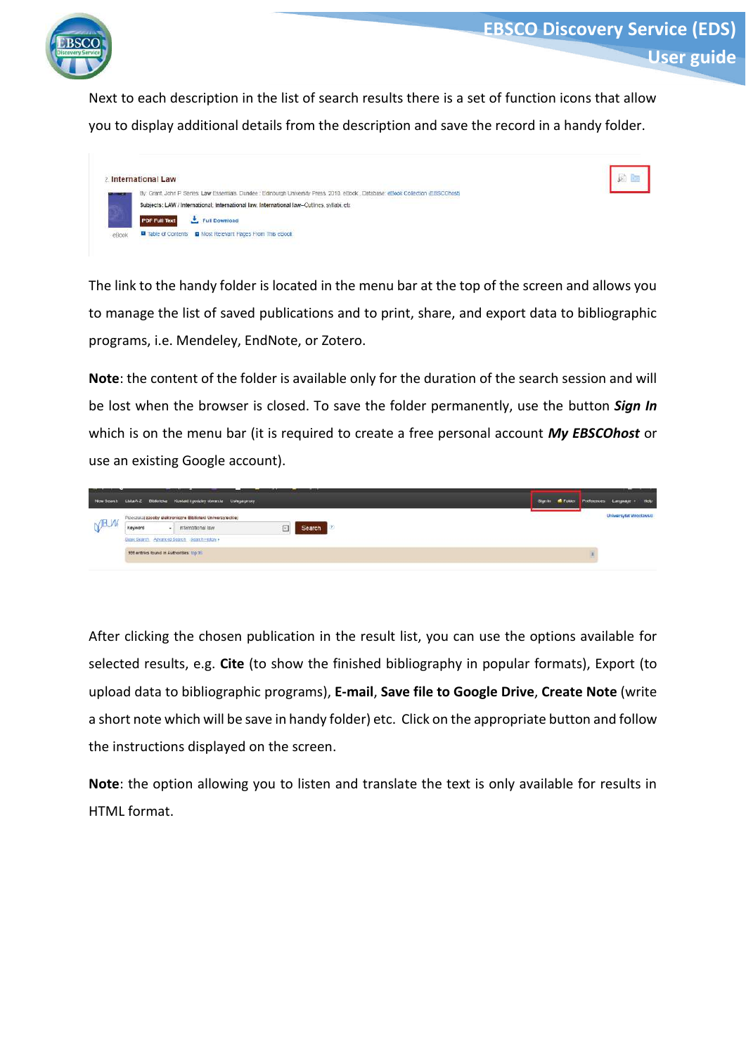Next to each description in the list of search results there is a set of function icons that allow you to display additional details from the description and save the record in a handy folder.

The link to the handy folder is located in the menu bar at the top of the screen and allows you to manage the list of saved publications and to print, share, and export data to bibliographic programs, i.e. Mendeley, EndNote, or Zotero.

**Note**: the content of the folder is available only for the duration of the search session and will be lost when the browser is closed. To save the folder permanently, use the button ***Sign In*** which is on the menu bar (it is required to create a free personal account ***My EBSCOhost*** or use an existing Google account).

After clicking the chosen publication in the result list, you can use the options available for selected results, e.g. **Cite** (to show the finished bibliography in popular formats), Export (to upload data to bibliographic programs), **E-mail**, **Save file to Google Drive**, **Create Note** (write a short note which will be save in handy folder) etc. Click on the appropriate button and follow the instructions displayed on the screen.

**Note**: the option allowing you to listen and translate the text is only available for results in HTML format.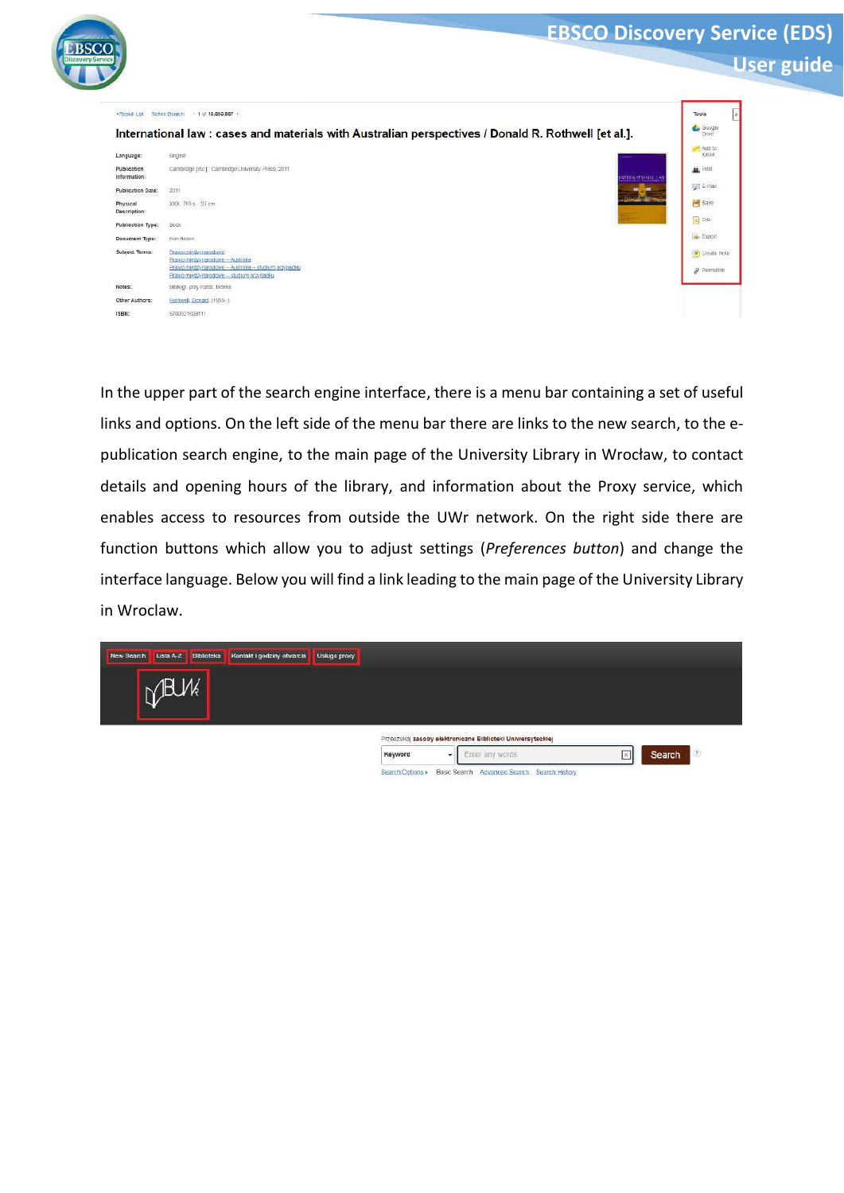In the upper part of the search engine interface, there is a menu bar containing a set of useful links and options. On the left side of the menu bar there are links to the new search, to the e-publication search engine, to the main page of the University Library in Wrocław, to contact details and opening hours of the library, and information about the Proxy service, which enables access to resources from outside the UWr network. On the right side there are function buttons which allow you to adjust settings (*Preferences button*) and change the interface language. Below you will find a link leading to the main page of the University Library in Wroclaw.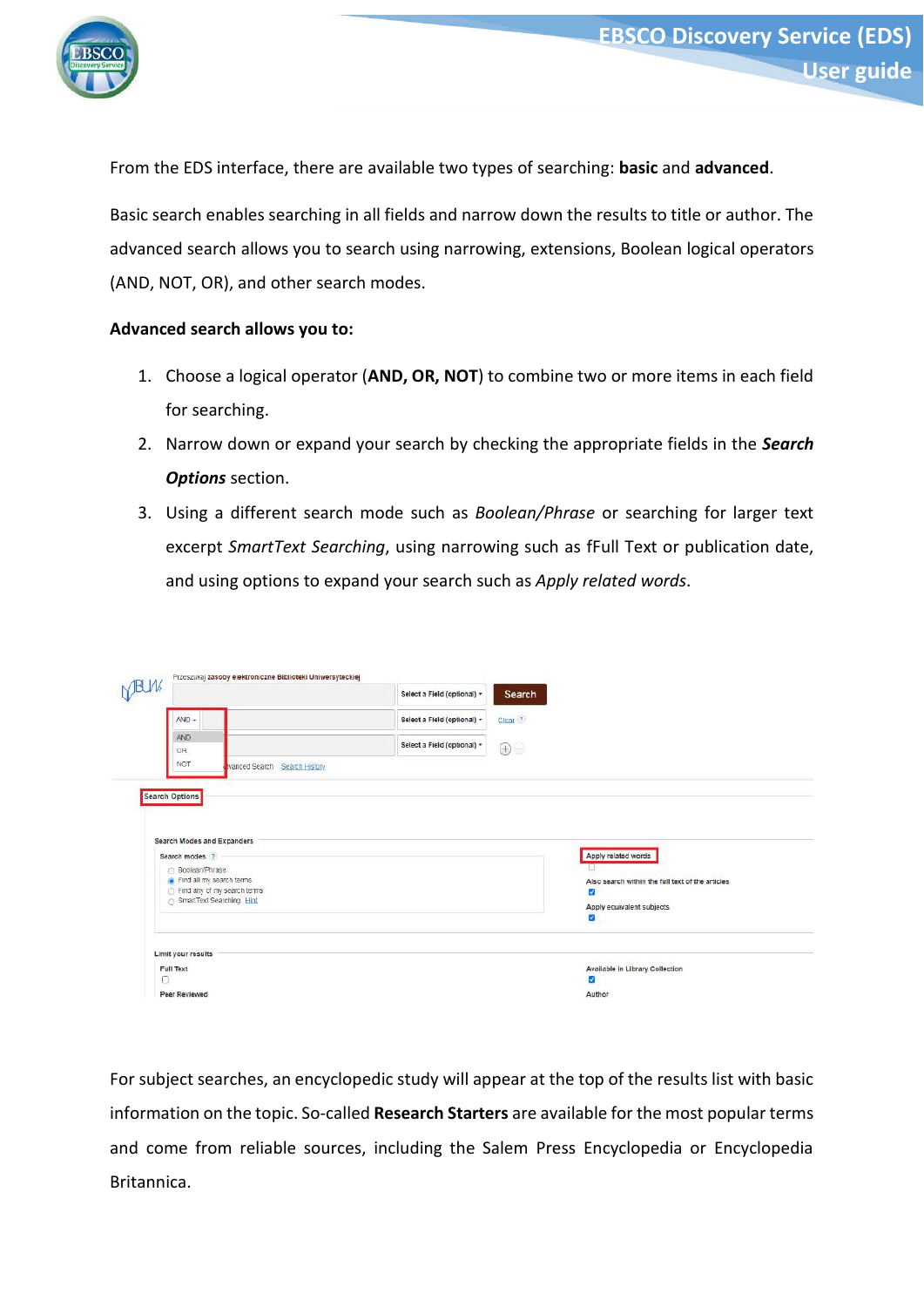From the EDS interface, there are available two types of searching: **basic** and **advanced**.

Basic search enables searching in all fields and narrow down the results to title or author. The advanced search allows you to search using narrowing, extensions, Boolean logical operators (AND, NOT, OR), and other search modes.

**Advanced search allows you to:**

1. Choose a logical operator (**AND, OR, NOT**) to combine two or more items in each field for searching.
2. Narrow down or expand your search by checking the appropriate fields in the ***Search Options*** section.
3. Using a different search mode such as *Boolean/Phrase* or searching for larger text excerpt *SmartText Searching*, using narrowing such as fFull Text or publication date, and using options to expand your search such as *Apply related words*.

For subject searches, an encyclopedic study will appear at the top of the results list with basic information on the topic. So-called **Research Starters** are available for the most popular terms and come from reliable sources, including the Salem Press Encyclopedia or Encyclopedia Britannica.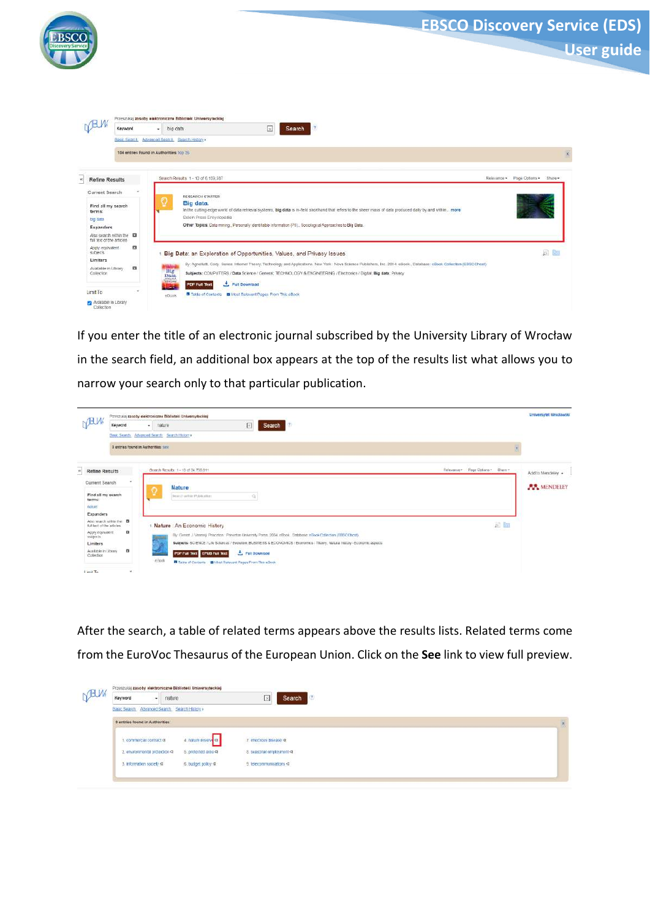If you enter the title of an electronic journal subscribed by the University Library of Wrocław in the search field, an additional box appears at the top of the results list what allows you to narrow your search only to that particular publication.

After the search, a table of related terms appears above the results lists. Related terms come from the EuroVoc Thesaurus of the European Union. Click on the **See** link to view full preview.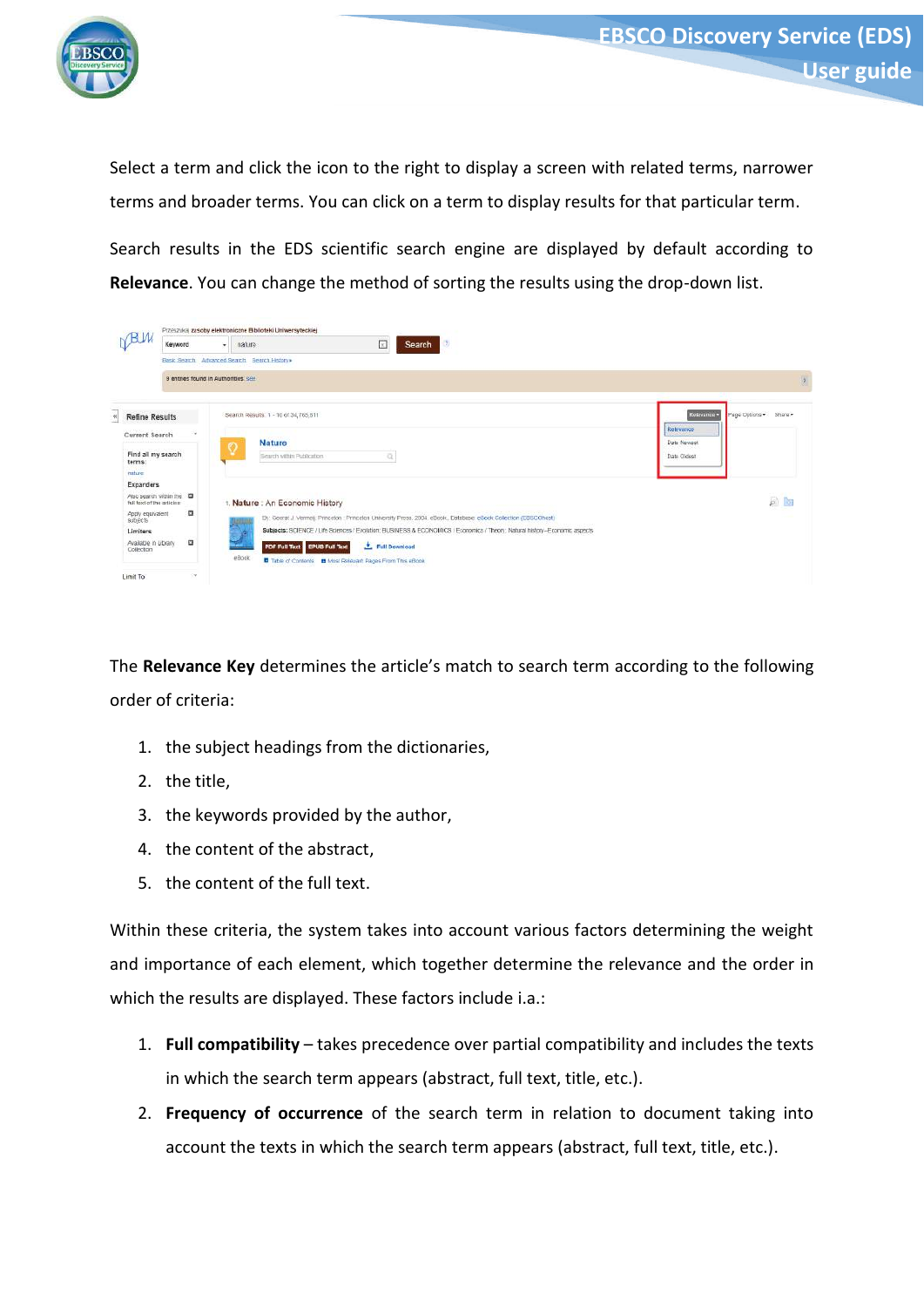Select a term and click the icon to the right to display a screen with related terms, narrower terms and broader terms. You can click on a term to display results for that particular term.

Search results in the EDS scientific search engine are displayed by default according to **Relevance**. You can change the method of sorting the results using the drop-down list.

The **Relevance Key** determines the article's match to search term according to the following order of criteria:

1. the subject headings from the dictionaries,
2. the title,
3. the keywords provided by the author,
4. the content of the abstract,
5. the content of the full text.

Within these criteria, the system takes into account various factors determining the weight and importance of each element, which together determine the relevance and the order in which the results are displayed. These factors include i.a.:

1. **Full compatibility** – takes precedence over partial compatibility and includes the texts in which the search term appears (abstract, full text, title, etc.).
2. **Frequency of occurrence** of the search term in relation to document taking into account the texts in which the search term appears (abstract, full text, title, etc.).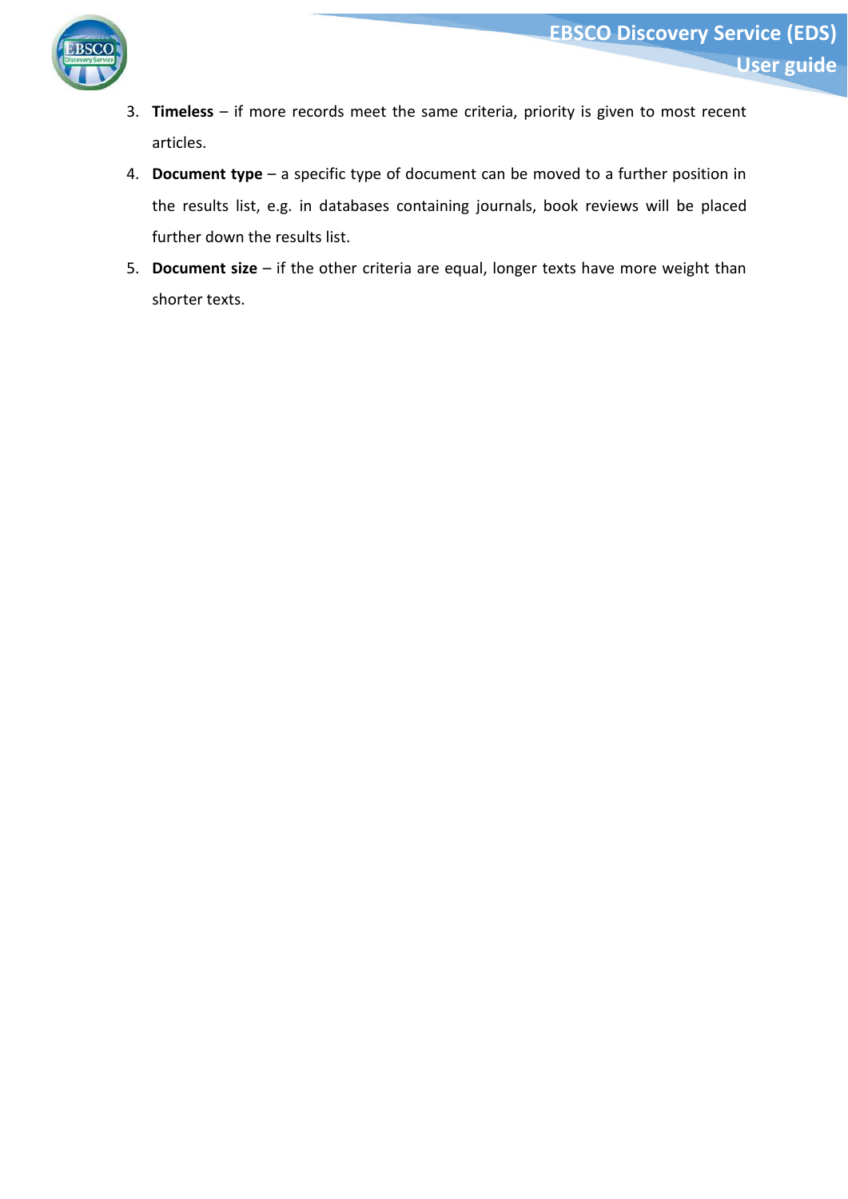3. **Timeless** – if more records meet the same criteria, priority is given to most recent articles.
4. **Document type** – a specific type of document can be moved to a further position in the results list, e.g. in databases containing journals, book reviews will be placed further down the results list.
5. **Document size** – if the other criteria are equal, longer texts have more weight than shorter texts.